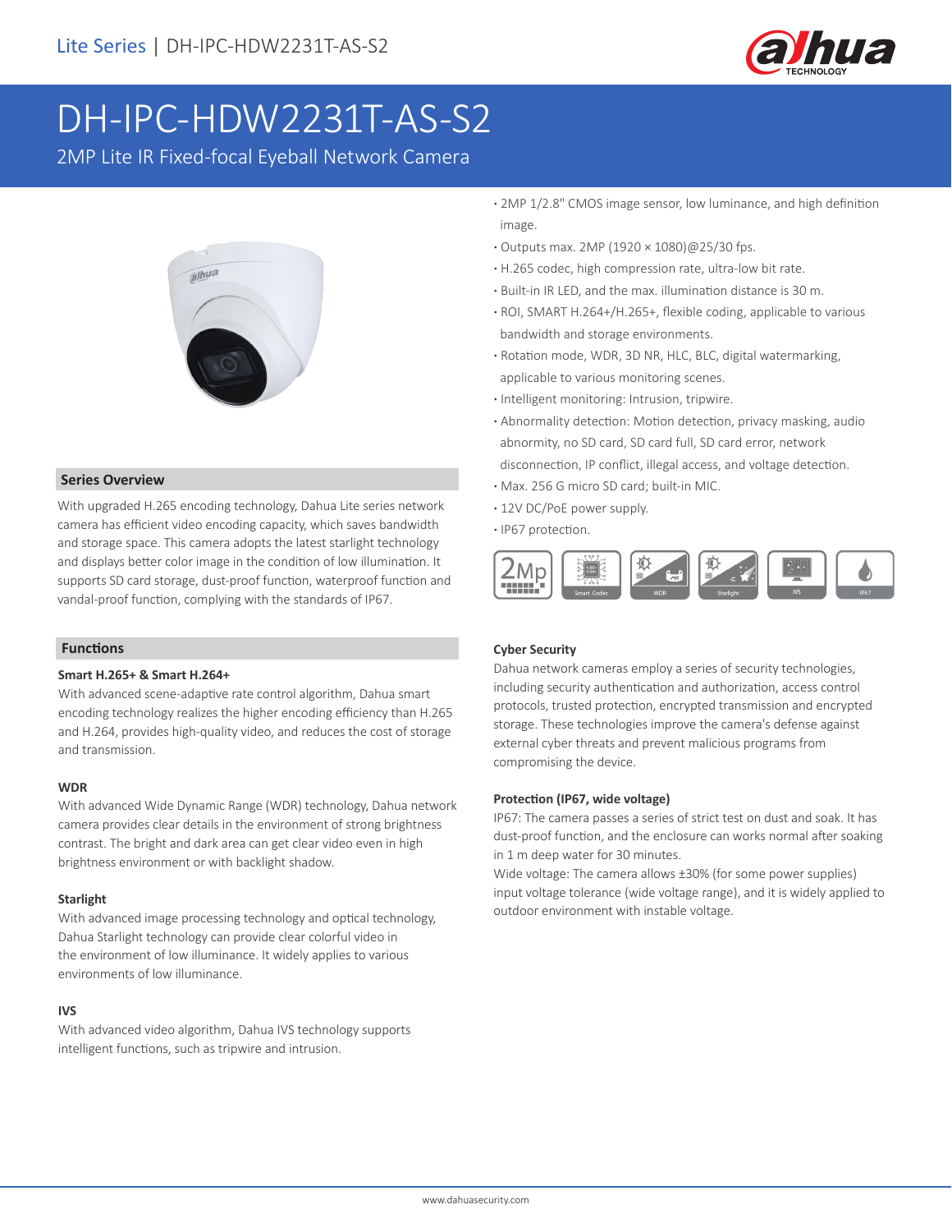Lite Series | DH-IPC-HDW2231T-AS-S2

# DH-IPC-HDW2231T-AS-S2

2MP Lite IR Fixed-focal Eyeball Network Camera

- 2MP 1/2.8" CMOS image sensor, low luminance, and high definition image.
- Outputs max. 2MP (1920 × 1080)@25/30 fps.
- H.265 codec, high compression rate, ultra-low bit rate.
- Built-in IR LED, and the max. illumination distance is 30 m.
- ROI, SMART H.264+/H.265+, flexible coding, applicable to various bandwidth and storage environments.
- Rotation mode, WDR, 3D NR, HLC, BLC, digital watermarking, applicable to various monitoring scenes.
- Intelligent monitoring: Intrusion, tripwire.
- Abnormality detection: Motion detection, privacy masking, audio abnormity, no SD card, SD card full, SD card error, network disconnection, IP conflict, illegal access, and voltage detection.
- Max. 256 G micro SD card; built-in MIC.
- 12V DC/PoE power supply.
- IP67 protection.

## Series Overview

With upgraded H.265 encoding technology, Dahua Lite series network camera has efficient video encoding capacity, which saves bandwidth and storage space. This camera adopts the latest starlight technology and displays better color image in the condition of low illumination. It supports SD card storage, dust-proof function, waterproof function and vandal-proof function, complying with the standards of IP67.

## Functions

### Smart H.265+ & Smart H.264+

With advanced scene-adaptive rate control algorithm, Dahua smart encoding technology realizes the higher encoding efficiency than H.265 and H.264, provides high-quality video, and reduces the cost of storage and transmission.

### WDR

With advanced Wide Dynamic Range (WDR) technology, Dahua network camera provides clear details in the environment of strong brightness contrast. The bright and dark area can get clear video even in high brightness environment or with backlight shadow.

### Starlight

With advanced image processing technology and optical technology, Dahua Starlight technology can provide clear colorful video in the environment of low illuminance. It widely applies to various environments of low illuminance.

### IVS

With advanced video algorithm, Dahua IVS technology supports intelligent functions, such as tripwire and intrusion.

### Cyber Security

Dahua network cameras employ a series of security technologies, including security authentication and authorization, access control protocols, trusted protection, encrypted transmission and encrypted storage. These technologies improve the camera's defense against external cyber threats and prevent malicious programs from compromising the device.

### Protection (IP67, wide voltage)

IP67: The camera passes a series of strict test on dust and soak. It has dust-proof function, and the enclosure can works normal after soaking in 1 m deep water for 30 minutes.

Wide voltage: The camera allows ±30% (for some power supplies) input voltage tolerance (wide voltage range), and it is widely applied to outdoor environment with instable voltage.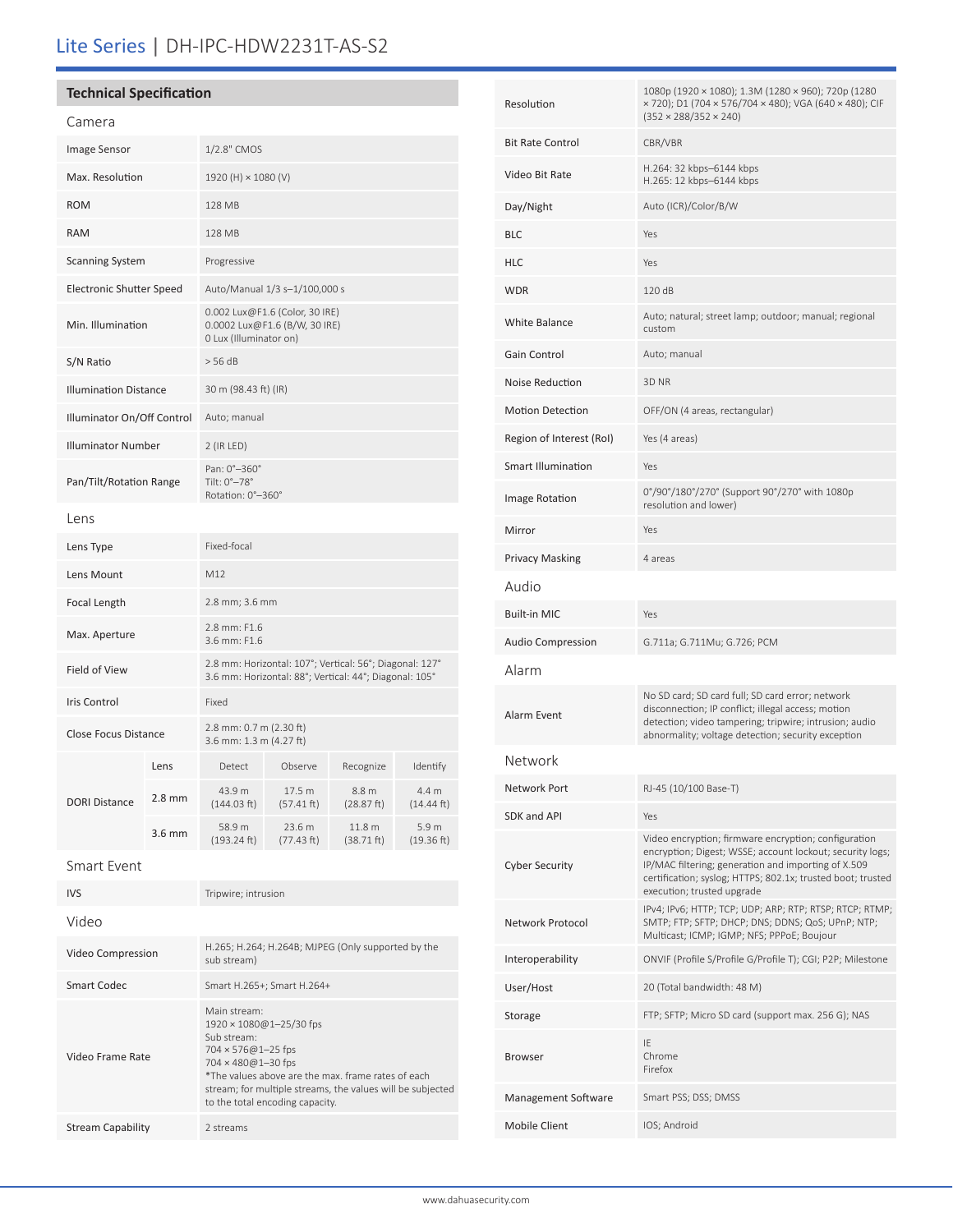# Lite Series | DH-IPC-HDW2231T-AS-S2

## Technical Specification

### Camera

| | |
|---|---|
| Image Sensor | 1/2.8" CMOS |
| Max. Resolution | 1920 (H) × 1080 (V) |
| ROM | 128 MB |
| RAM | 128 MB |
| Scanning System | Progressive |
| Electronic Shutter Speed | Auto/Manual 1/3 s–1/100,000 s |
| Min. Illumination | 0.002 Lux@F1.6 (Color, 30 IRE)<br>0.0002 Lux@F1.6 (B/W, 30 IRE)<br>0 Lux (Illuminator on) |
| S/N Ratio | > 56 dB |
| Illumination Distance | 30 m (98.43 ft) (IR) |
| Illuminator On/Off Control | Auto; manual |
| Illuminator Number | 2 (IR LED) |
| Pan/Tilt/Rotation Range | Pan: 0°–360°<br>Tilt: 0°–78°<br>Rotation: 0°–360° |

### Lens

| | |
|---|---|
| Lens Type | Fixed-focal |
| Lens Mount | M12 |
| Focal Length | 2.8 mm; 3.6 mm |
| Max. Aperture | 2.8 mm: F1.6<br>3.6 mm: F1.6 |
| Field of View | 2.8 mm: Horizontal: 107°; Vertical: 56°; Diagonal: 127°<br>3.6 mm: Horizontal: 88°; Vertical: 44°; Diagonal: 105° |
| Iris Control | Fixed |
| Close Focus Distance | 2.8 mm: 0.7 m (2.30 ft)<br>3.6 mm: 1.3 m (4.27 ft) |

| DORI Distance | Lens | Detect | Observe | Recognize | Identify |
|---|---|---|---|---|---|
| | 2.8 mm | 43.9 m (144.03 ft) | 17.5 m (57.41 ft) | 8.8 m (28.87 ft) | 4.4 m (14.44 ft) |
| | 3.6 mm | 58.9 m (193.24 ft) | 23.6 m (77.43 ft) | 11.8 m (38.71 ft) | 5.9 m (19.36 ft) |

### Smart Event

| | |
|---|---|
| IVS | Tripwire; intrusion |

### Video

| | |
|---|---|
| Video Compression | H.265; H.264; H.264B; MJPEG (Only supported by the sub stream) |
| Smart Codec | Smart H.265+; Smart H.264+ |
| Video Frame Rate | Main stream:<br>1920 × 1080@1–25/30 fps<br>Sub stream:<br>704 × 576@1–25 fps<br>704 × 480@1–30 fps<br>*The values above are the max. frame rates of each stream; for multiple streams, the values will be subjected to the total encoding capacity. |
| Stream Capability | 2 streams |
| Resolution | 1080p (1920 × 1080); 1.3M (1280 × 960); 720p (1280 × 720); D1 (704 × 576/704 × 480); VGA (640 × 480); CIF (352 × 288/352 × 240) |
| Bit Rate Control | CBR/VBR |
| Video Bit Rate | H.264: 32 kbps–6144 kbps<br>H.265: 12 kbps–6144 kbps |
| Day/Night | Auto (ICR)/Color/B/W |
| BLC | Yes |
| HLC | Yes |
| WDR | 120 dB |
| White Balance | Auto; natural; street lamp; outdoor; manual; regional custom |
| Gain Control | Auto; manual |
| Noise Reduction | 3D NR |
| Motion Detection | OFF/ON (4 areas, rectangular) |
| Region of Interest (RoI) | Yes (4 areas) |
| Smart Illumination | Yes |
| Image Rotation | 0°/90°/180°/270° (Support 90°/270° with 1080p resolution and lower) |
| Mirror | Yes |
| Privacy Masking | 4 areas |

### Audio

| | |
|---|---|
| Built-in MIC | Yes |
| Audio Compression | G.711a; G.711Mu; G.726; PCM |

### Alarm

| | |
|---|---|
| Alarm Event | No SD card; SD card full; SD card error; network disconnection; IP conflict; illegal access; motion detection; video tampering; tripwire; intrusion; audio abnormality; voltage detection; security exception |

### Network

| | |
|---|---|
| Network Port | RJ-45 (10/100 Base-T) |
| SDK and API | Yes |
| Cyber Security | Video encryption; firmware encryption; configuration encryption; Digest; WSSE; account lockout; security logs; IP/MAC filtering; generation and importing of X.509 certification; syslog; HTTPS; 802.1x; trusted boot; trusted execution; trusted upgrade |
| Network Protocol | IPv4; IPv6; HTTP; TCP; UDP; ARP; RTP; RTSP; RTCP; RTMP; SMTP; FTP; SFTP; DHCP; DNS; DDNS; QoS; UPnP; NTP; Multicast; ICMP; IGMP; NFS; PPPoE; Boujour |
| Interoperability | ONVIF (Profile S/Profile G/Profile T); CGI; P2P; Milestone |
| User/Host | 20 (Total bandwidth: 48 M) |
| Storage | FTP; SFTP; Micro SD card (support max. 256 G); NAS |
| Browser | IE<br>Chrome<br>Firefox |
| Management Software | Smart PSS; DSS; DMSS |
| Mobile Client | IOS; Android |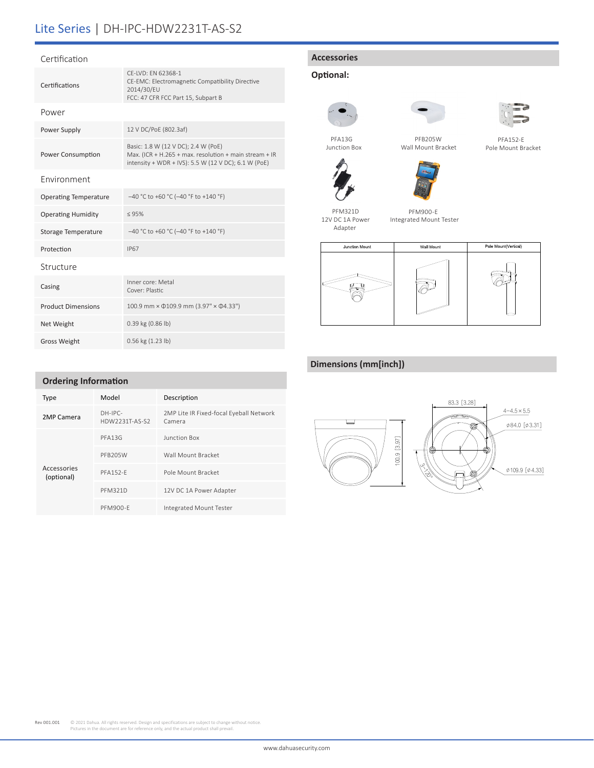## Lite Series | DH-IPC-HDW2231T-AS-S2

### Certification

| | |
|---|---|
| Certifications | CE-LVD: EN 62368-1<br>CE-EMC: Electromagnetic Compatibility Directive 2014/30/EU<br>FCC: 47 CFR FCC Part 15, Subpart B |

### Power

| | |
|---|---|
| Power Supply | 12 V DC/PoE (802.3af) |
| Power Consumption | Basic: 1.8 W (12 V DC); 2.4 W (PoE)<br>Max. (ICR + H.265 + max. resolution + main stream + IR intensity + WDR + IVS): 5.5 W (12 V DC); 6.1 W (PoE) |

### Environment

| | |
|---|---|
| Operating Temperature | –40 °C to +60 °C (–40 °F to +140 °F) |
| Operating Humidity | ≤ 95% |
| Storage Temperature | –40 °C to +60 °C (–40 °F to +140 °F) |
| Protection | IP67 |

### Structure

| | |
|---|---|
| Casing | Inner core: Metal<br>Cover: Plastic |
| Product Dimensions | 100.9 mm × Φ109.9 mm (3.97" × Φ4.33") |
| Net Weight | 0.39 kg (0.86 lb) |
| Gross Weight | 0.56 kg (1.23 lb) |

## Ordering Information

| Type | Model | Description |
|---|---|---|
| 2MP Camera | DH-IPC-HDW2231T-AS-S2 | 2MP Lite IR Fixed-focal Eyeball Network Camera |
| Accessories (optional) | PFA13G | Junction Box |
| | PFB205W | Wall Mount Bracket |
| | PFA152-E | Pole Mount Bracket |
| | PFM321D | 12V DC 1A Power Adapter |
| | PFM900-E | Integrated Mount Tester |

## Accessories

**Optional:**

PFA13G
Junction Box

PFB205W
Wall Mount Bracket

PFA152-E
Pole Mount Bracket

PFM321D
12V DC 1A Power Adapter

PFM900-E
Integrated Mount Tester

Junction Mount

Wall Mount

Pole Mount(Vertical)

## Dimensions (mm[inch])

83.3 [3.28]

4−4.5×5.5

ø84.0 [ø3.31]

100.9 [3.97]

3−120°

ø109.9 [ø4.33]

Rev 001.001 © 2021 Dahua. All rights reserved. Design and specifications are subject to change without notice. Pictures in the document are for reference only, and the actual product shall prevail.

www.dahuasecurity.com